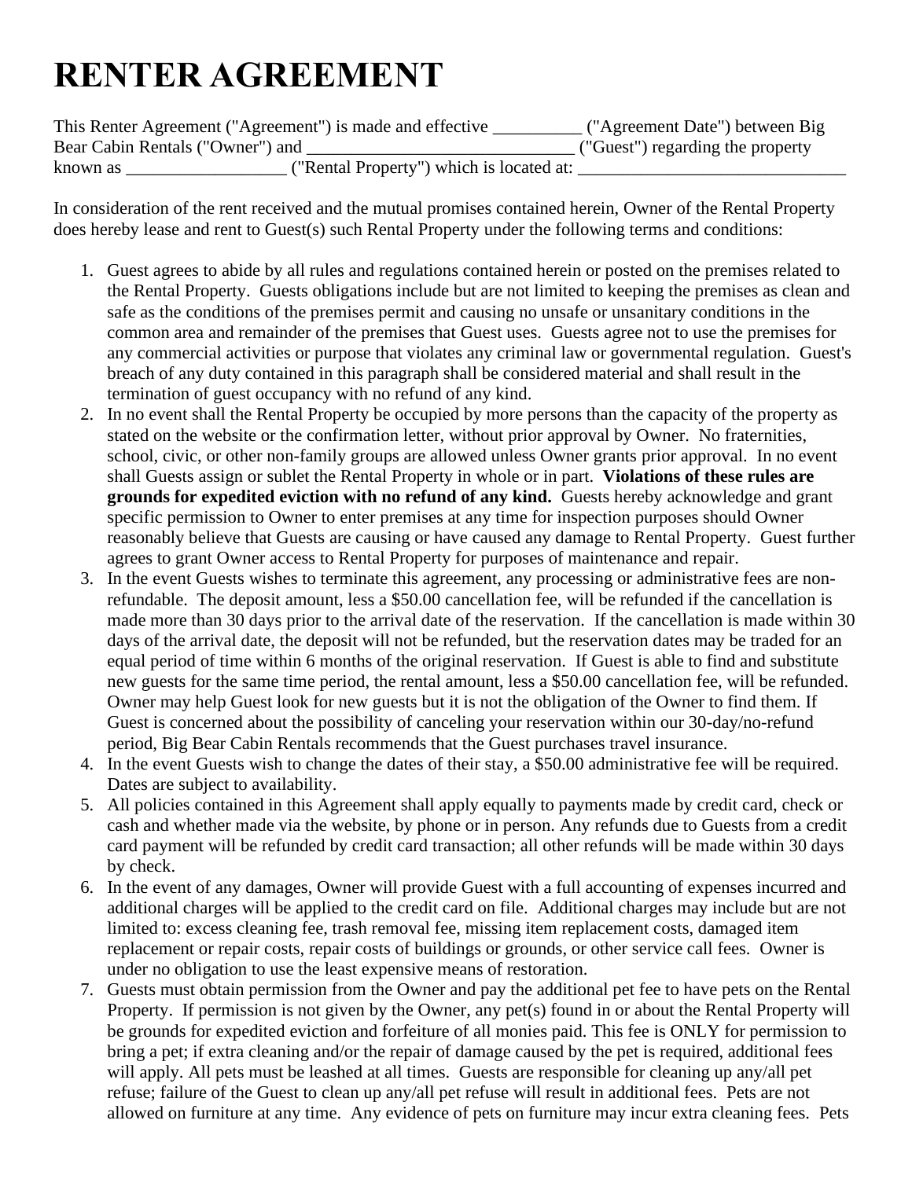# RENTER AGREEMENT

This Renter Agreement ("Agreement") is made and effective __________ ("Agreement Date") between Big Bear Cabin Rentals ("Owner") and ______________________________ ("Guest") regarding the property known as __________________ ("Rental Property") which is located at: _______________________________

In consideration of the rent received and the mutual promises contained herein, Owner of the Rental Property does hereby lease and rent to Guest(s) such Rental Property under the following terms and conditions:

1. Guest agrees to abide by all rules and regulations contained herein or posted on the premises related to the Rental Property. Guests obligations include but are not limited to keeping the premises as clean and safe as the conditions of the premises permit and causing no unsafe or unsanitary conditions in the common area and remainder of the premises that Guest uses. Guests agree not to use the premises for any commercial activities or purpose that violates any criminal law or governmental regulation. Guest's breach of any duty contained in this paragraph shall be considered material and shall result in the termination of guest occupancy with no refund of any kind.
2. In no event shall the Rental Property be occupied by more persons than the capacity of the property as stated on the website or the confirmation letter, without prior approval by Owner. No fraternities, school, civic, or other non-family groups are allowed unless Owner grants prior approval. In no event shall Guests assign or sublet the Rental Property in whole or in part. **Violations of these rules are grounds for expedited eviction with no refund of any kind.** Guests hereby acknowledge and grant specific permission to Owner to enter premises at any time for inspection purposes should Owner reasonably believe that Guests are causing or have caused any damage to Rental Property. Guest further agrees to grant Owner access to Rental Property for purposes of maintenance and repair.
3. In the event Guests wishes to terminate this agreement, any processing or administrative fees are non-refundable. The deposit amount, less a $50.00 cancellation fee, will be refunded if the cancellation is made more than 30 days prior to the arrival date of the reservation. If the cancellation is made within 30 days of the arrival date, the deposit will not be refunded, but the reservation dates may be traded for an equal period of time within 6 months of the original reservation. If Guest is able to find and substitute new guests for the same time period, the rental amount, less a $50.00 cancellation fee, will be refunded. Owner may help Guest look for new guests but it is not the obligation of the Owner to find them. If Guest is concerned about the possibility of canceling your reservation within our 30-day/no-refund period, Big Bear Cabin Rentals recommends that the Guest purchases travel insurance.
4. In the event Guests wish to change the dates of their stay, a $50.00 administrative fee will be required. Dates are subject to availability.
5. All policies contained in this Agreement shall apply equally to payments made by credit card, check or cash and whether made via the website, by phone or in person. Any refunds due to Guests from a credit card payment will be refunded by credit card transaction; all other refunds will be made within 30 days by check.
6. In the event of any damages, Owner will provide Guest with a full accounting of expenses incurred and additional charges will be applied to the credit card on file. Additional charges may include but are not limited to: excess cleaning fee, trash removal fee, missing item replacement costs, damaged item replacement or repair costs, repair costs of buildings or grounds, or other service call fees. Owner is under no obligation to use the least expensive means of restoration.
7. Guests must obtain permission from the Owner and pay the additional pet fee to have pets on the Rental Property. If permission is not given by the Owner, any pet(s) found in or about the Rental Property will be grounds for expedited eviction and forfeiture of all monies paid. This fee is ONLY for permission to bring a pet; if extra cleaning and/or the repair of damage caused by the pet is required, additional fees will apply. All pets must be leashed at all times. Guests are responsible for cleaning up any/all pet refuse; failure of the Guest to clean up any/all pet refuse will result in additional fees. Pets are not allowed on furniture at any time. Any evidence of pets on furniture may incur extra cleaning fees. Pets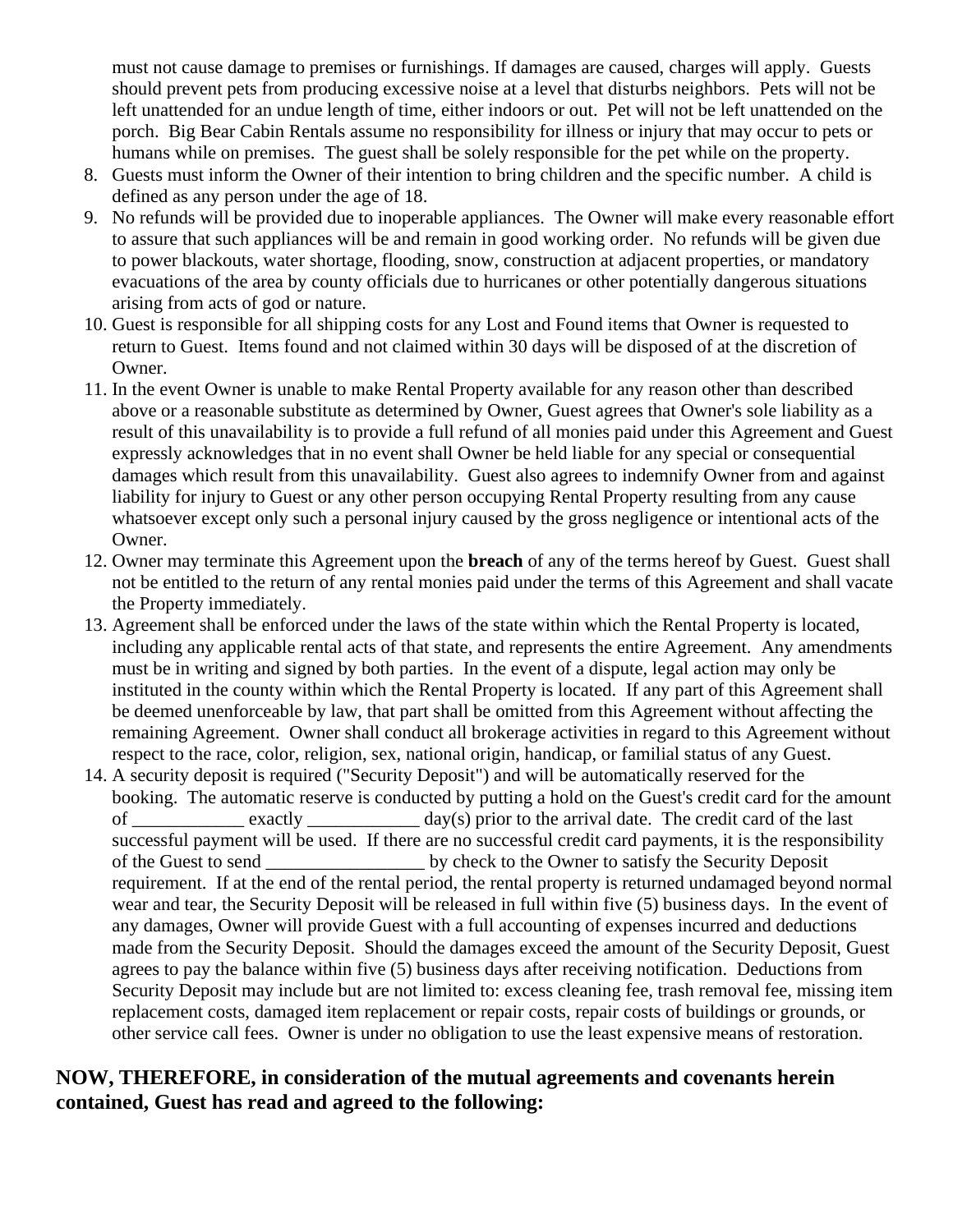must not cause damage to premises or furnishings. If damages are caused, charges will apply. Guests should prevent pets from producing excessive noise at a level that disturbs neighbors. Pets will not be left unattended for an undue length of time, either indoors or out. Pet will not be left unattended on the porch. Big Bear Cabin Rentals assume no responsibility for illness or injury that may occur to pets or humans while on premises. The guest shall be solely responsible for the pet while on the property.

8. Guests must inform the Owner of their intention to bring children and the specific number. A child is defined as any person under the age of 18.
9. No refunds will be provided due to inoperable appliances. The Owner will make every reasonable effort to assure that such appliances will be and remain in good working order. No refunds will be given due to power blackouts, water shortage, flooding, snow, construction at adjacent properties, or mandatory evacuations of the area by county officials due to hurricanes or other potentially dangerous situations arising from acts of god or nature.
10. Guest is responsible for all shipping costs for any Lost and Found items that Owner is requested to return to Guest. Items found and not claimed within 30 days will be disposed of at the discretion of Owner.
11. In the event Owner is unable to make Rental Property available for any reason other than described above or a reasonable substitute as determined by Owner, Guest agrees that Owner's sole liability as a result of this unavailability is to provide a full refund of all monies paid under this Agreement and Guest expressly acknowledges that in no event shall Owner be held liable for any special or consequential damages which result from this unavailability. Guest also agrees to indemnify Owner from and against liability for injury to Guest or any other person occupying Rental Property resulting from any cause whatsoever except only such a personal injury caused by the gross negligence or intentional acts of the Owner.
12. Owner may terminate this Agreement upon the **breach** of any of the terms hereof by Guest. Guest shall not be entitled to the return of any rental monies paid under the terms of this Agreement and shall vacate the Property immediately.
13. Agreement shall be enforced under the laws of the state within which the Rental Property is located, including any applicable rental acts of that state, and represents the entire Agreement. Any amendments must be in writing and signed by both parties. In the event of a dispute, legal action may only be instituted in the county within which the Rental Property is located. If any part of this Agreement shall be deemed unenforceable by law, that part shall be omitted from this Agreement without affecting the remaining Agreement. Owner shall conduct all brokerage activities in regard to this Agreement without respect to the race, color, religion, sex, national origin, handicap, or familial status of any Guest.
14. A security deposit is required ("Security Deposit") and will be automatically reserved for the booking. The automatic reserve is conducted by putting a hold on the Guest's credit card for the amount of ____________ exactly ____________ day(s) prior to the arrival date. The credit card of the last successful payment will be used. If there are no successful credit card payments, it is the responsibility of the Guest to send _________________ by check to the Owner to satisfy the Security Deposit requirement. If at the end of the rental period, the rental property is returned undamaged beyond normal wear and tear, the Security Deposit will be released in full within five (5) business days. In the event of any damages, Owner will provide Guest with a full accounting of expenses incurred and deductions made from the Security Deposit. Should the damages exceed the amount of the Security Deposit, Guest agrees to pay the balance within five (5) business days after receiving notification. Deductions from Security Deposit may include but are not limited to: excess cleaning fee, trash removal fee, missing item replacement costs, damaged item replacement or repair costs, repair costs of buildings or grounds, or other service call fees. Owner is under no obligation to use the least expensive means of restoration.

**NOW, THEREFORE, in consideration of the mutual agreements and covenants herein contained, Guest has read and agreed to the following:**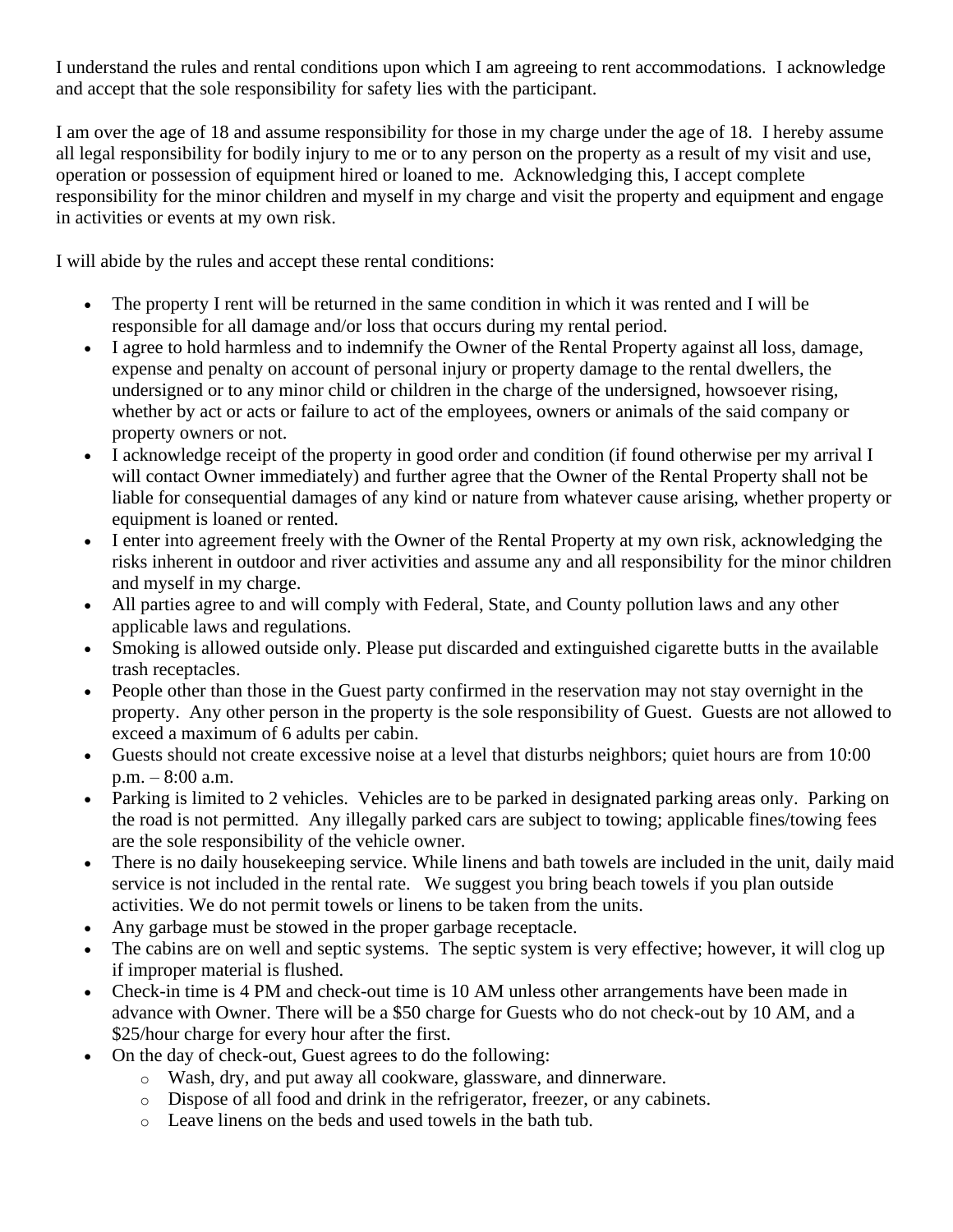I understand the rules and rental conditions upon which I am agreeing to rent accommodations. I acknowledge and accept that the sole responsibility for safety lies with the participant.

I am over the age of 18 and assume responsibility for those in my charge under the age of 18. I hereby assume all legal responsibility for bodily injury to me or to any person on the property as a result of my visit and use, operation or possession of equipment hired or loaned to me. Acknowledging this, I accept complete responsibility for the minor children and myself in my charge and visit the property and equipment and engage in activities or events at my own risk.

I will abide by the rules and accept these rental conditions:

- The property I rent will be returned in the same condition in which it was rented and I will be responsible for all damage and/or loss that occurs during my rental period.
- I agree to hold harmless and to indemnify the Owner of the Rental Property against all loss, damage, expense and penalty on account of personal injury or property damage to the rental dwellers, the undersigned or to any minor child or children in the charge of the undersigned, howsoever rising, whether by act or acts or failure to act of the employees, owners or animals of the said company or property owners or not.
- I acknowledge receipt of the property in good order and condition (if found otherwise per my arrival I will contact Owner immediately) and further agree that the Owner of the Rental Property shall not be liable for consequential damages of any kind or nature from whatever cause arising, whether property or equipment is loaned or rented.
- I enter into agreement freely with the Owner of the Rental Property at my own risk, acknowledging the risks inherent in outdoor and river activities and assume any and all responsibility for the minor children and myself in my charge.
- All parties agree to and will comply with Federal, State, and County pollution laws and any other applicable laws and regulations.
- Smoking is allowed outside only. Please put discarded and extinguished cigarette butts in the available trash receptacles.
- People other than those in the Guest party confirmed in the reservation may not stay overnight in the property. Any other person in the property is the sole responsibility of Guest. Guests are not allowed to exceed a maximum of 6 adults per cabin.
- Guests should not create excessive noise at a level that disturbs neighbors; quiet hours are from 10:00 p.m. – 8:00 a.m.
- Parking is limited to 2 vehicles. Vehicles are to be parked in designated parking areas only. Parking on the road is not permitted. Any illegally parked cars are subject to towing; applicable fines/towing fees are the sole responsibility of the vehicle owner.
- There is no daily housekeeping service. While linens and bath towels are included in the unit, daily maid service is not included in the rental rate. We suggest you bring beach towels if you plan outside activities. We do not permit towels or linens to be taken from the units.
- Any garbage must be stowed in the proper garbage receptacle.
- The cabins are on well and septic systems. The septic system is very effective; however, it will clog up if improper material is flushed.
- Check-in time is 4 PM and check-out time is 10 AM unless other arrangements have been made in advance with Owner. There will be a $50 charge for Guests who do not check-out by 10 AM, and a $25/hour charge for every hour after the first.
- On the day of check-out, Guest agrees to do the following:
  - Wash, dry, and put away all cookware, glassware, and dinnerware.
  - Dispose of all food and drink in the refrigerator, freezer, or any cabinets.
  - Leave linens on the beds and used towels in the bath tub.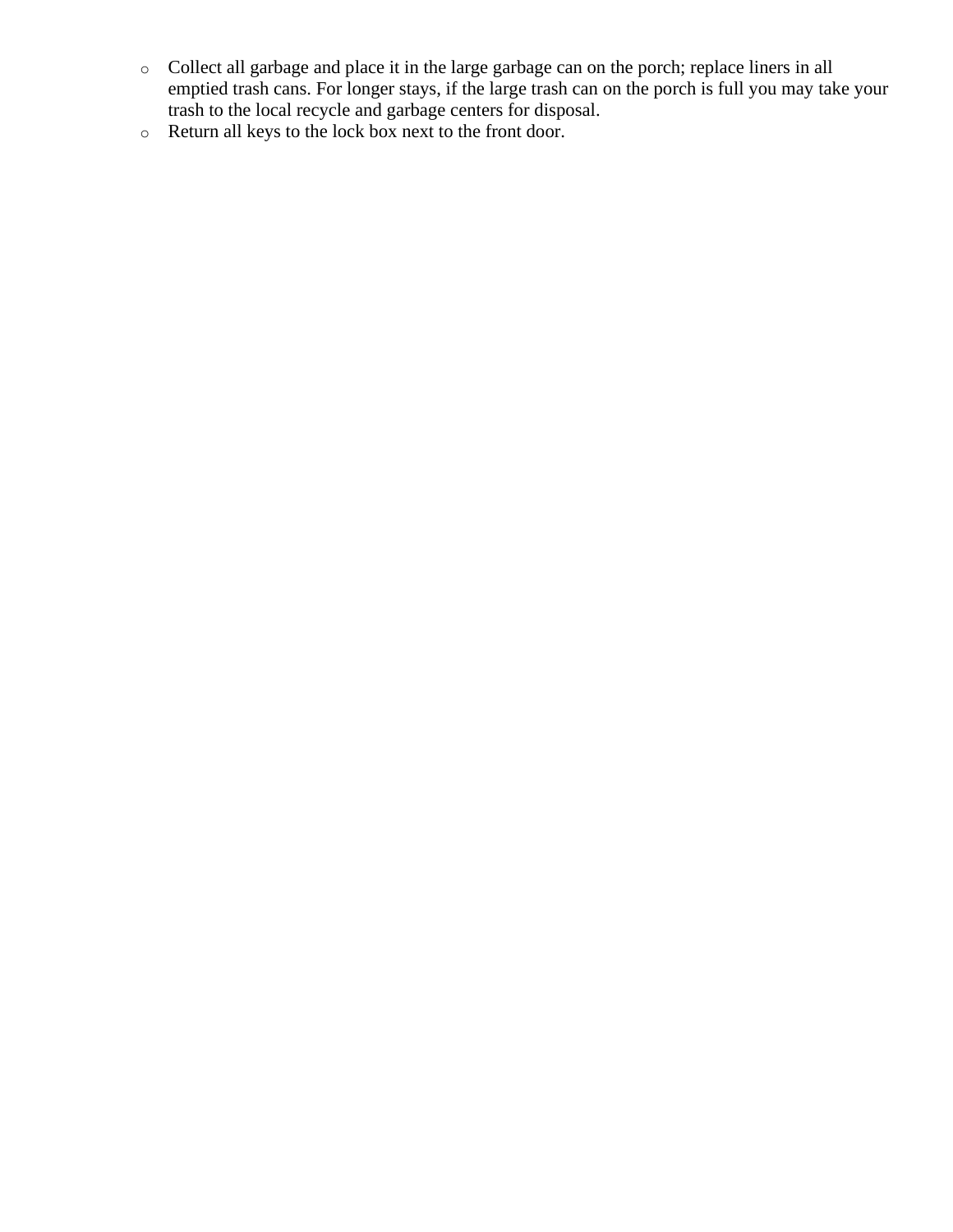- Collect all garbage and place it in the large garbage can on the porch; replace liners in all emptied trash cans. For longer stays, if the large trash can on the porch is full you may take your trash to the local recycle and garbage centers for disposal.
- Return all keys to the lock box next to the front door.